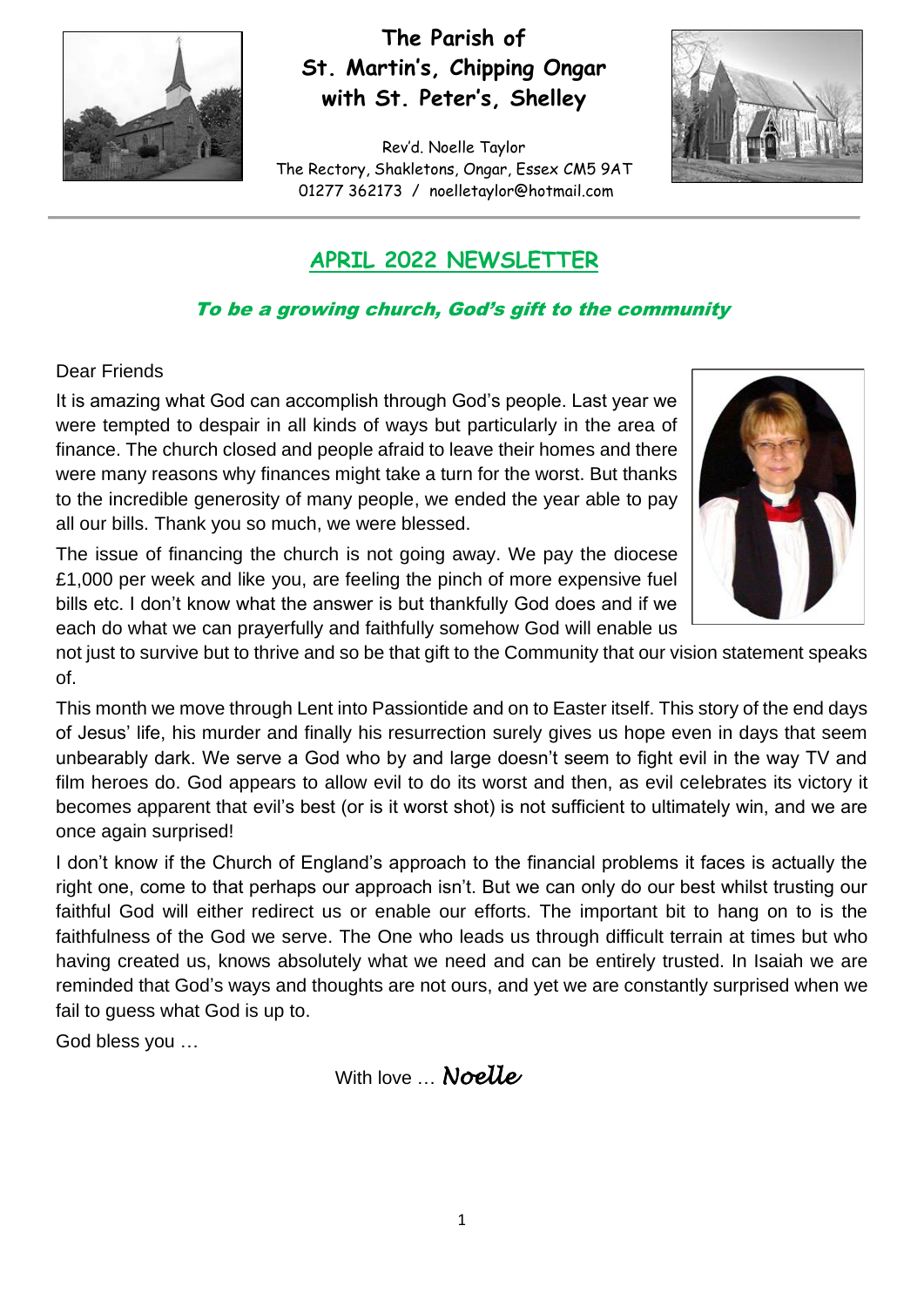# The Parish of St. Martin's, Chipping Ongar with St. Peter's, Shelley

Rev'd. Noelle Taylor
The Rectory, Shakletons, Ongar, Essex CM5 9AT
01277 362173 / noelletaylor@hotmail.com

## APRIL 2022 NEWSLETTER

***To be a growing church, God's gift to the community***

Dear Friends

It is amazing what God can accomplish through God's people. Last year we were tempted to despair in all kinds of ways but particularly in the area of finance. The church closed and people afraid to leave their homes and there were many reasons why finances might take a turn for the worst. But thanks to the incredible generosity of many people, we ended the year able to pay all our bills. Thank you so much, we were blessed.

The issue of financing the church is not going away. We pay the diocese £1,000 per week and like you, are feeling the pinch of more expensive fuel bills etc. I don't know what the answer is but thankfully God does and if we each do what we can prayerfully and faithfully somehow God will enable us not just to survive but to thrive and so be that gift to the Community that our vision statement speaks of.

This month we move through Lent into Passiontide and on to Easter itself. This story of the end days of Jesus' life, his murder and finally his resurrection surely gives us hope even in days that seem unbearably dark. We serve a God who by and large doesn't seem to fight evil in the way TV and film heroes do. God appears to allow evil to do its worst and then, as evil celebrates its victory it becomes apparent that evil's best (or is it worst shot) is not sufficient to ultimately win, and we are once again surprised!

I don't know if the Church of England's approach to the financial problems it faces is actually the right one, come to that perhaps our approach isn't. But we can only do our best whilst trusting our faithful God will either redirect us or enable our efforts. The important bit to hang on to is the faithfulness of the God we serve. The One who leads us through difficult terrain at times but who having created us, knows absolutely what we need and can be entirely trusted. In Isaiah we are reminded that God's ways and thoughts are not ours, and yet we are constantly surprised when we fail to guess what God is up to.

God bless you …

With love … ***Noelle***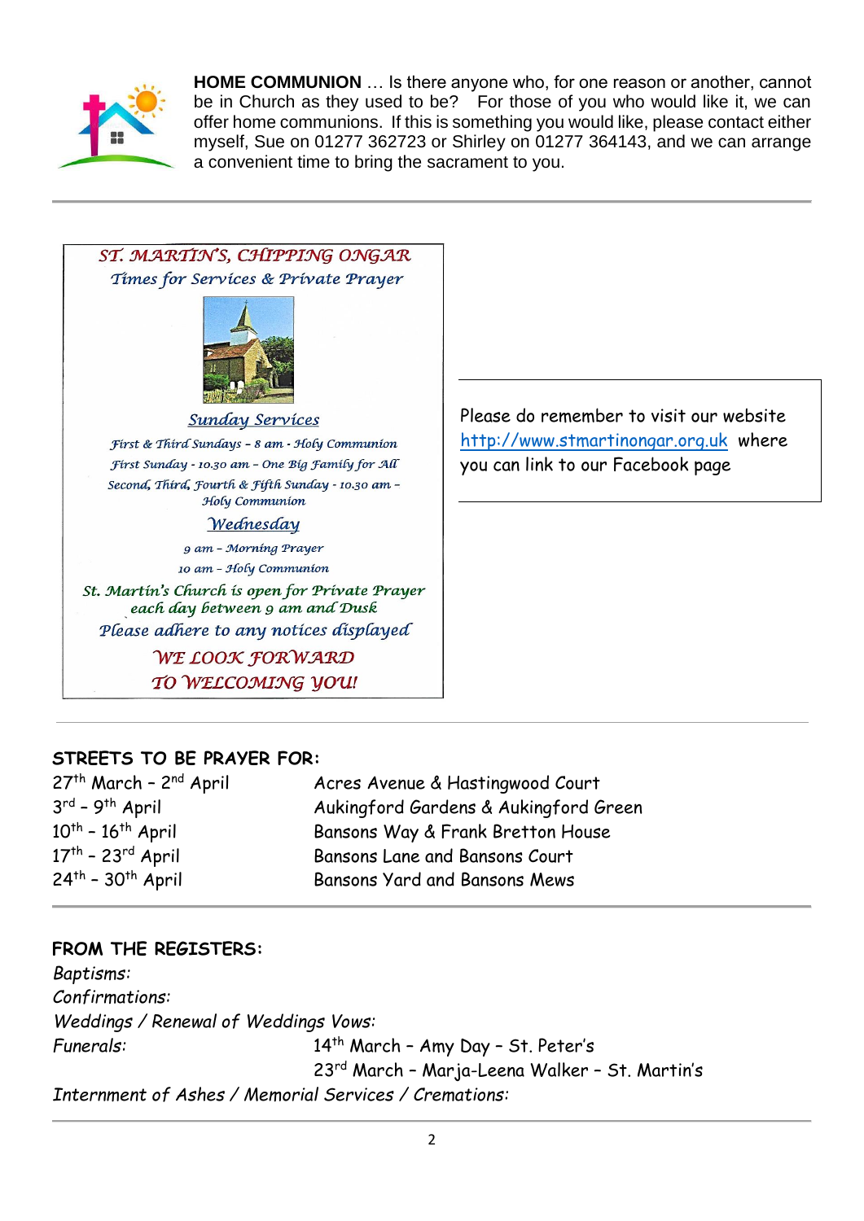**HOME COMMUNION** … Is there anyone who, for one reason or another, cannot be in Church as they used to be? For those of you who would like it, we can offer home communions. If this is something you would like, please contact either myself, Sue on 01277 362723 or Shirley on 01277 364143, and we can arrange a convenient time to bring the sacrament to you.

---

*ST. MARTIN'S, CHIPPING ONGAR*

*Times for Services & Private Prayer*

*Sunday Services*

*First & Third Sundays – 8 am - Holy Communion*

*First Sunday - 10.30 am – One Big Family for All*

*Second, Third, Fourth & Fifth Sunday - 10.30 am – Holy Communion*

*Wednesday*

*9 am – Morning Prayer*

*10 am – Holy Communion*

*St. Martin's Church is open for Private Prayer each day between 9 am and Dusk*

*Please adhere to any notices displayed*

*WE LOOK FORWARD TO WELCOMING YOU!*

Please do remember to visit our website http://www.stmartinongar.org.uk where you can link to our Facebook page

---

**STREETS TO BE PRAYER FOR:**

| | |
|---|---|
| 27th March – 2nd April | Acres Avenue & Hastingwood Court |
| 3rd – 9th April | Aukingford Gardens & Aukingford Green |
| 10th – 16th April | Bansons Way & Frank Bretton House |
| 17th – 23rd April | Bansons Lane and Bansons Court |
| 24th – 30th April | Bansons Yard and Bansons Mews |

---

**FROM THE REGISTERS:**

*Baptisms:*

*Confirmations:*

*Weddings / Renewal of Weddings Vows:*

*Funerals:* 14th March – Amy Day – St. Peter's
23rd March – Marja-Leena Walker – St. Martin's

*Internment of Ashes / Memorial Services / Cremations:*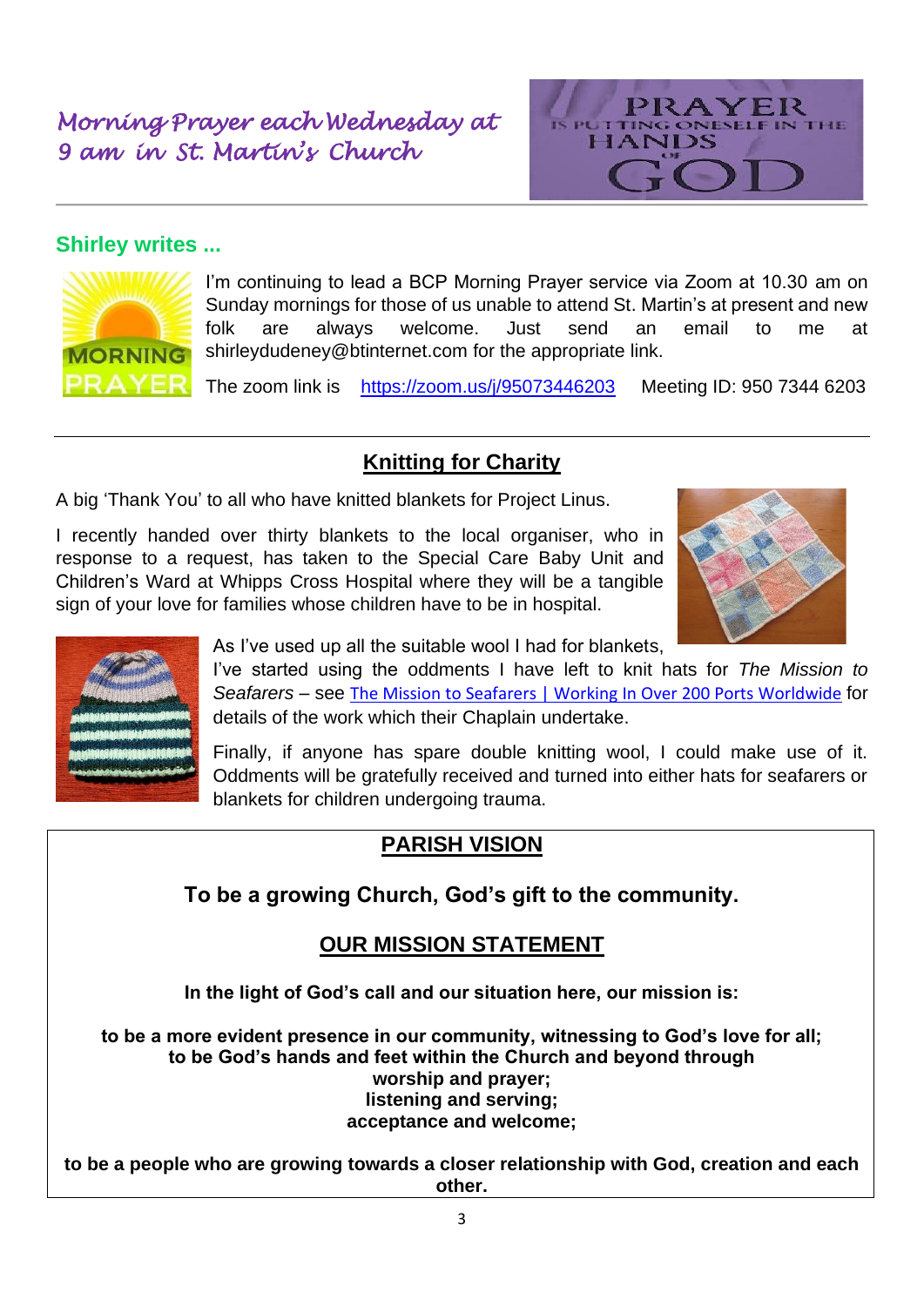## *Morning Prayer each Wednesday at 9 am in St. Martin's Church*

PRAYER IS PUTTING ONESELF IN THE HANDS OF GOD

---

### Shirley writes ...

I'm continuing to lead a BCP Morning Prayer service via Zoom at 10.30 am on Sunday mornings for those of us unable to attend St. Martin's at present and new folk are always welcome. Just send an email to me at shirleydudeney@btinternet.com for the appropriate link.

The zoom link is [https://zoom.us/j/95073446203](https://zoom.us/j/95073446203) Meeting ID: 950 7344 6203

---

## Knitting for Charity

A big 'Thank You' to all who have knitted blankets for Project Linus.

I recently handed over thirty blankets to the local organiser, who in response to a request, has taken to the Special Care Baby Unit and Children's Ward at Whipps Cross Hospital where they will be a tangible sign of your love for families whose children have to be in hospital.

As I've used up all the suitable wool I had for blankets, I've started using the oddments I have left to knit hats for *The Mission to Seafarers* – see The Mission to Seafarers | Working In Over 200 Ports Worldwide for details of the work which their Chaplain undertake.

Finally, if anyone has spare double knitting wool, I could make use of it. Oddments will be gratefully received and turned into either hats for seafarers or blankets for children undergoing trauma.

---

## PARISH VISION

**To be a growing Church, God's gift to the community.**

## OUR MISSION STATEMENT

**In the light of God's call and our situation here, our mission is:**

**to be a more evident presence in our community, witnessing to God's love for all;**
**to be God's hands and feet within the Church and beyond through**
**worship and prayer;**
**listening and serving;**
**acceptance and welcome;**

**to be a people who are growing towards a closer relationship with God, creation and each other.**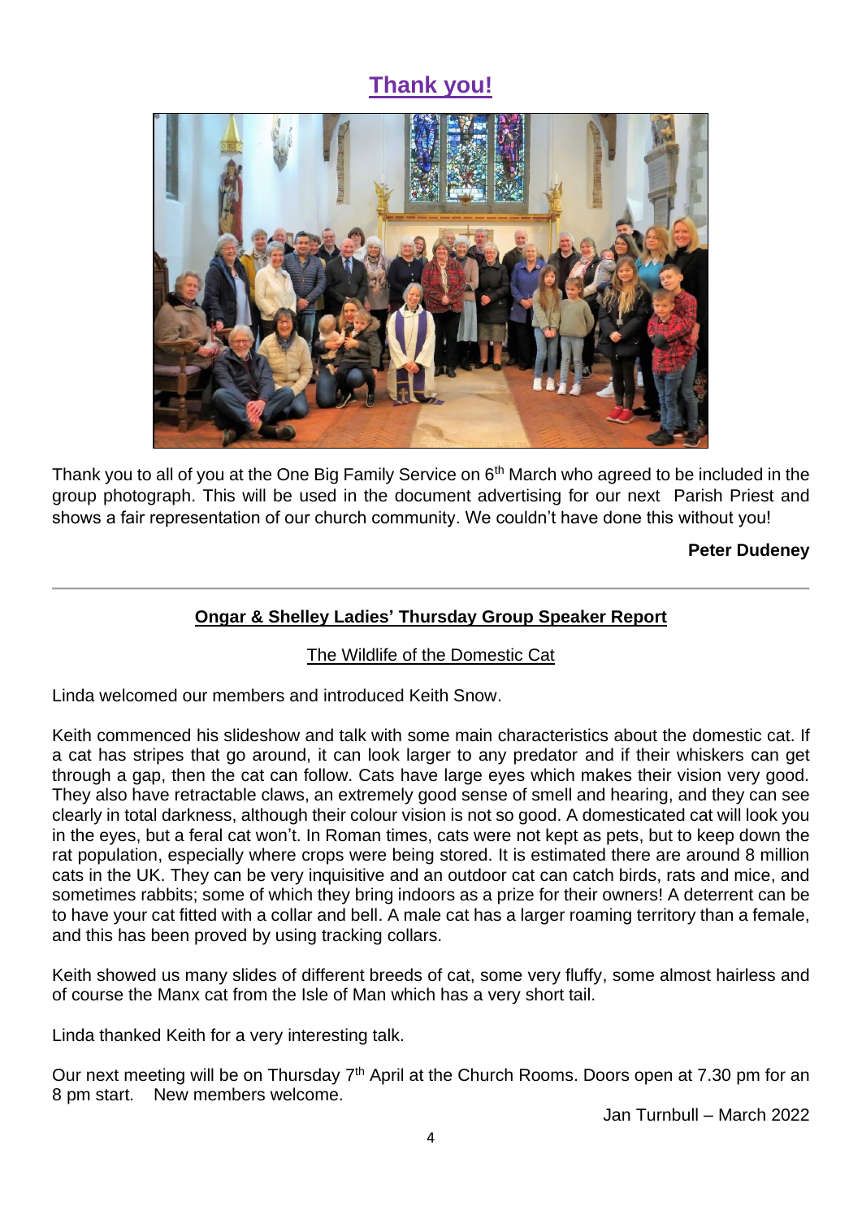## Thank you!

Thank you to all of you at the One Big Family Service on 6th March who agreed to be included in the group photograph. This will be used in the document advertising for our next Parish Priest and shows a fair representation of our church community. We couldn't have done this without you!

**Peter Dudeney**

---

## Ongar & Shelley Ladies' Thursday Group Speaker Report

### The Wildlife of the Domestic Cat

Linda welcomed our members and introduced Keith Snow.

Keith commenced his slideshow and talk with some main characteristics about the domestic cat. If a cat has stripes that go around, it can look larger to any predator and if their whiskers can get through a gap, then the cat can follow. Cats have large eyes which makes their vision very good. They also have retractable claws, an extremely good sense of smell and hearing, and they can see clearly in total darkness, although their colour vision is not so good. A domesticated cat will look you in the eyes, but a feral cat won't. In Roman times, cats were not kept as pets, but to keep down the rat population, especially where crops were being stored. It is estimated there are around 8 million cats in the UK. They can be very inquisitive and an outdoor cat can catch birds, rats and mice, and sometimes rabbits; some of which they bring indoors as a prize for their owners! A deterrent can be to have your cat fitted with a collar and bell. A male cat has a larger roaming territory than a female, and this has been proved by using tracking collars.

Keith showed us many slides of different breeds of cat, some very fluffy, some almost hairless and of course the Manx cat from the Isle of Man which has a very short tail.

Linda thanked Keith for a very interesting talk.

Our next meeting will be on Thursday 7th April at the Church Rooms. Doors open at 7.30 pm for an 8 pm start. New members welcome.

Jan Turnbull – March 2022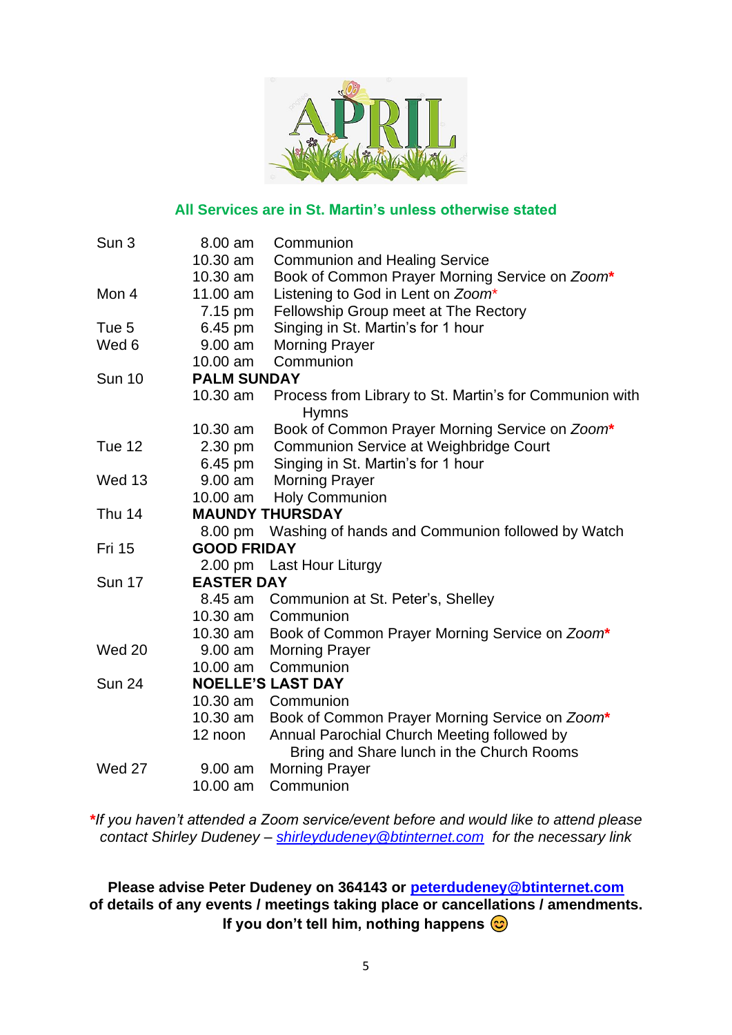# APRIL

**All Services are in St. Martin's unless otherwise stated**

| | | |
|---|---|---|
| Sun 3 | 8.00 am | Communion |
| | 10.30 am | Communion and Healing Service |
| | 10.30 am | Book of Common Prayer Morning Service on *Zoom*\* |
| Mon 4 | 11.00 am | Listening to God in Lent on *Zoom*\* |
| | 7.15 pm | Fellowship Group meet at The Rectory |
| Tue 5 | 6.45 pm | Singing in St. Martin's for 1 hour |
| Wed 6 | 9.00 am | Morning Prayer |
| | 10.00 am | Communion |
| Sun 10 | **PALM SUNDAY** | |
| | 10.30 am | Process from Library to St. Martin's for Communion with Hymns |
| | 10.30 am | Book of Common Prayer Morning Service on *Zoom*\* |
| Tue 12 | 2.30 pm | Communion Service at Weighbridge Court |
| | 6.45 pm | Singing in St. Martin's for 1 hour |
| Wed 13 | 9.00 am | Morning Prayer |
| | 10.00 am | Holy Communion |
| Thu 14 | **MAUNDY THURSDAY** | |
| | 8.00 pm | Washing of hands and Communion followed by Watch |
| Fri 15 | **GOOD FRIDAY** | |
| | 2.00 pm | Last Hour Liturgy |
| Sun 17 | **EASTER DAY** | |
| | 8.45 am | Communion at St. Peter's, Shelley |
| | 10.30 am | Communion |
| | 10.30 am | Book of Common Prayer Morning Service on *Zoom*\* |
| Wed 20 | 9.00 am | Morning Prayer |
| | 10.00 am | Communion |
| Sun 24 | **NOELLE'S LAST DAY** | |
| | 10.30 am | Communion |
| | 10.30 am | Book of Common Prayer Morning Service on *Zoom*\* |
| | 12 noon | Annual Parochial Church Meeting followed by Bring and Share lunch in the Church Rooms |
| Wed 27 | 9.00 am | Morning Prayer |
| | 10.00 am | Communion |

*\*If you haven't attended a Zoom service/event before and would like to attend please contact Shirley Dudeney – shirleydudeney@btinternet.com for the necessary link*

**Please advise Peter Dudeney on 364143 or peterdudeney@btinternet.com of details of any events / meetings taking place or cancellations / amendments. If you don't tell him, nothing happens 😊**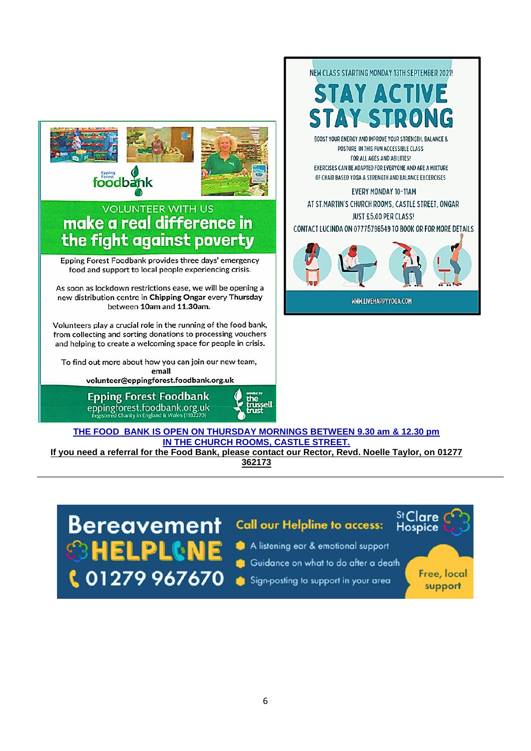## Epping Forest foodbank

### VOLUNTEER WITH US

## make a real difference in the fight against poverty

Epping Forest Foodbank provides three days' emergency food and support to local people experiencing crisis.

As soon as lockdown restrictions ease, we will be opening a new distribution centre in **Chipping Ongar** every Thursday between **10am** and **11.30am.**

Volunteers play a crucial role in the running of the food bank, from collecting and sorting donations to processing vouchers and helping to create a welcoming space for people in crisis.

To find out more about how you can join our new team, email
**volunteer@eppingforest.foodbank.org.uk**

**Epping Forest Foodbank**
eppingforest.foodbank.org.uk
Registered Charity in England & Wales (1132270)

Founded by the trussell trust

NEW CLASS STARTING MONDAY 13TH SEPTEMBER 2021!

## STAY ACTIVE STAY STRONG

BOOST YOUR ENERGY AND IMPROVE YOUR STRENGTH, BALANCE & POSTURE IN THIS FUN ACCESSIBLE CLASS
FOR ALL AGES AND ABILITIES!
EXERCISES CAN BE ADAPTED FOR EVERYONE AND ARE A MIXTURE OF CHAIR BASED YOGA & STRENGTH AND BALANCE EXCERCISES

EVERY MONDAY 10-11AM
AT ST.MARTIN'S CHURCH ROOMS, CASTLE STREET, ONGAR
JUST £5.00 PER CLASS!
CONTACT LUCINDA ON 07775796549 TO BOOK OR FOR MORE DETAILS

WWW.LIVEHAPPYYOGA.COM

**THE FOOD BANK IS OPEN ON THURSDAY MORNINGS BETWEEN 9.30 am & 12.30 pm IN THE CHURCH ROOMS, CASTLE STREET.**
**If you need a referral for the Food Bank, please contact our Rector, Revd. Noelle Taylor, on 01277 362173**

---

## Bereavement HELPLINE 01279 967670

**Call our Helpline to access:**

- A listening ear & emotional support
- Guidance on what to do after a death
- Sign-posting to support in your area

St Clare Hospice

Free, local support